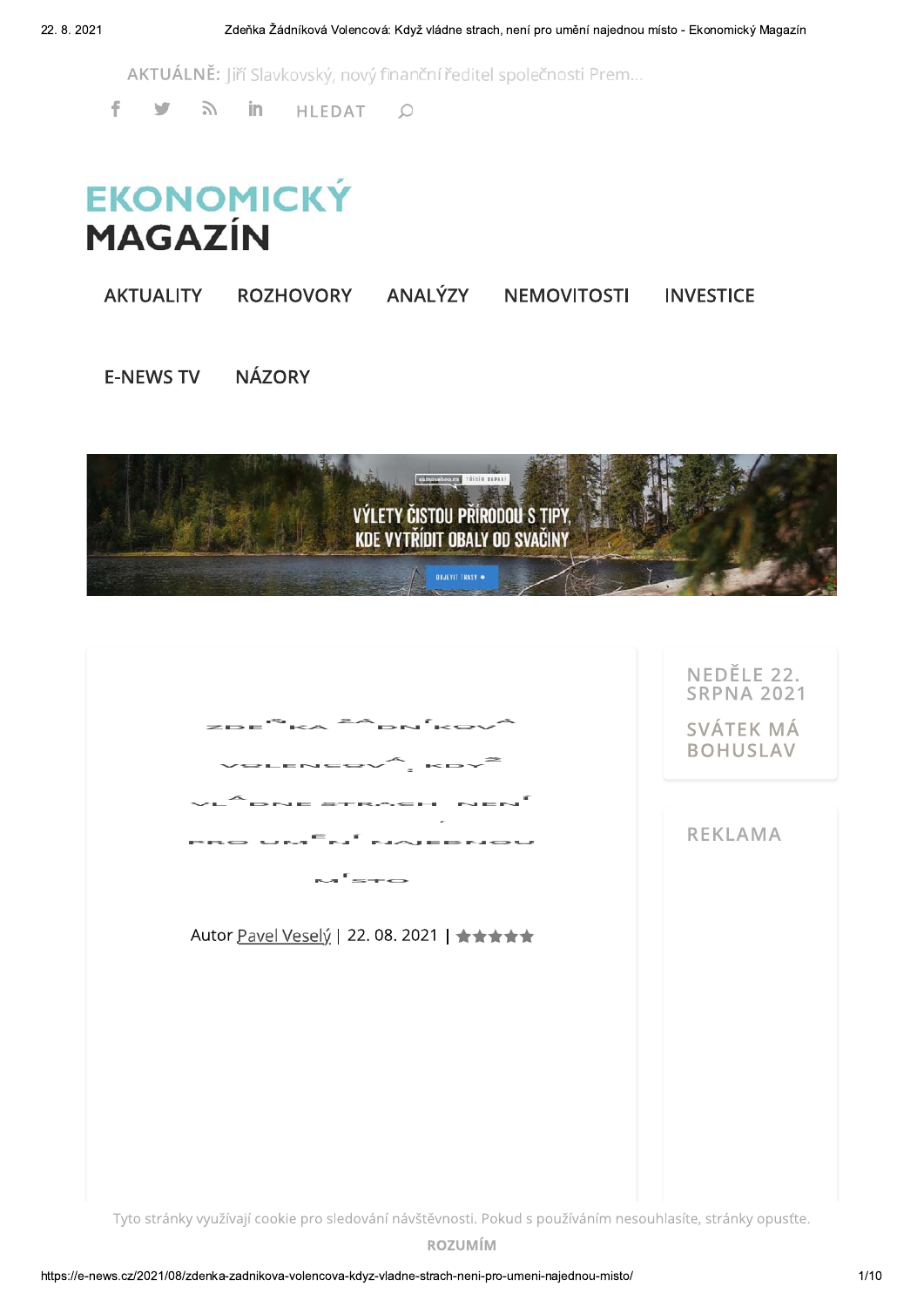AKTUÁLNĚ: Jiří Slavkovský, nový finanční ředitel společnosti Prem...

HLEDAT

# EKONOMICKÝ MAGAZÍN

AKTUALITY ROZHOVORY ANALÝZY NEMOVITOSTI INVESTICE

E-NEWS TV NÁZORY

VÝLETY ČISTOU PŘÍRODOU S TIPY, KDE VYTŘÍDIT OBALY OD SVAČINY

OBJEVIT TRASY

# Zdeňka Žádníková Volencová: Když vládne strach, není pro umění najednou místo

Autor Pavel Veselý | 22. 08. 2021 |

NEDĚLE 22. SRPNA 2021

SVÁTEK MÁ BOHUSLAV

REKLAMA

Tyto stránky využívají cookie pro sledování návštěvnosti. Pokud s používáním nesouhlasíte, stránky opusťte.

ROZUMÍM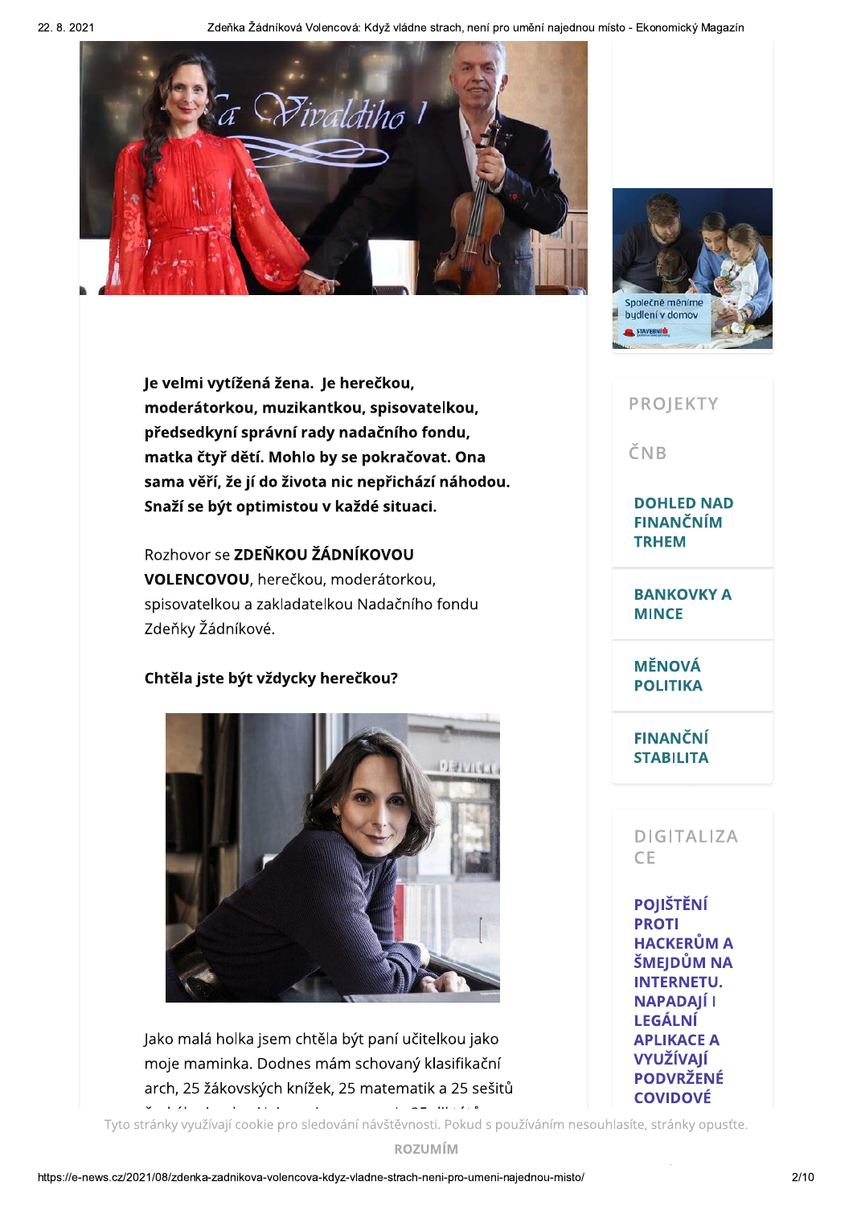**Je velmi vytížená žena. Je herečkou, moderátorkou, muzikantkou, spisovatelkou, předsedkyní správní rady nadačního fondu, matka čtyř dětí. Mohlo by se pokračovat. Ona sama věří, že jí do života nic nepřichází náhodou. Snaží se být optimistou v každé situaci.**

Rozhovor se **ZDEŇKOU ŽÁDNÍKOVOU VOLENCOVOU**, herečkou, moderátorkou, spisovatelkou a zakladatelkou Nadačního fondu Zdeňky Žádníkové.

**Chtěla jste být vždycky herečkou?**

Jako malá holka jsem chtěla být paní učitelkou jako moje maminka. Dodnes mám schovaný klasifikační arch, 25 žákovských knížek, 25 matematik a 25 sešitů

PROJEKTY

ČNB

DOHLED NAD FINANČNÍM TRHEM

BANKOVKY A MINCE

MĚNOVÁ POLITIKA

FINANČNÍ STABILITA

DIGITALIZACE

POJIŠTĚNÍ PROTI HACKERŮM A ŠMEJDŮM NA INTERNETU. NAPADAJÍ I LEGÁLNÍ APLIKACE A VYUŽÍVAJÍ PODVRŽENÉ COVIDOVÉ

Tyto stránky využívají cookie pro sledování návštěvnosti. Pokud s používáním nesouhlasíte, stránky opusťte.

ROZUMÍM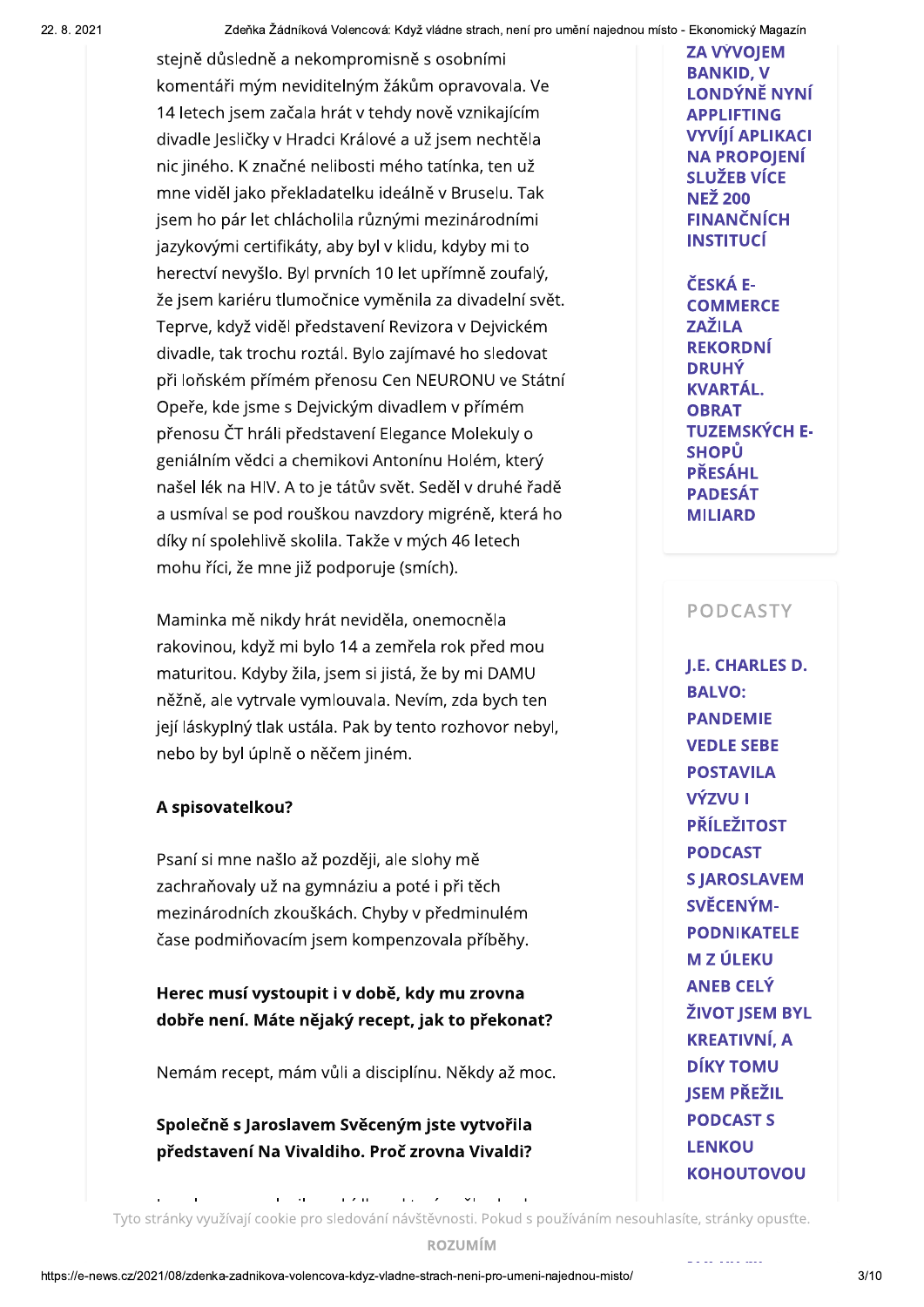stejně důsledně a nekompromisně s osobními komentáři mým neviditelným žákům opravovala. Ve 14 letech jsem začala hrát v tehdy nově vznikajícím divadle Jesličky v Hradci Králové a už jsem nechtěla nic jiného. K značné nelibosti mého tatínka, ten už mne viděl jako překladatelku ideálně v Bruselu. Tak jsem ho pár let chlácholila různými mezinárodními jazykovými certifikáty, aby byl v klidu, kdyby mi to herectví nevyšlo. Byl prvních 10 let upřímně zoufalý, že jsem kariéru tlumočnice vyměnila za divadelní svět. Teprve, když viděl představení Revizora v Dejvickém divadle, tak trochu roztál. Bylo zajímavé ho sledovat při loňském přímém přenosu Cen NEURONU ve Státní Opeře, kde jsme s Dejvickým divadlem v přímém přenosu ČT hráli představení Elegance Molekuly o geniálním vědci a chemikovi Antonínu Holém, který našel lék na HIV. A to je tátův svět. Seděl v druhé řadě a usmíval se pod rouškou navzdory migréně, která ho díky ní spolehlivě skolila. Takže v mých 46 letech mohu říci, že mne již podporuje (smích).

Maminka mě nikdy hrát neviděla, onemocněla rakovinou, když mi bylo 14 a zemřela rok před mou maturitou. Kdyby žila, jsem si jistá, že by mi DAMU něžně, ale vytrvale vymlouvala. Nevím, zda bych ten její láskyplný tlak ustála. Pak by tento rozhovor nebyl, nebo by byl úplně o něčem jiném.

**A spisovatelkou?**

Psaní si mne našlo až později, ale slohy mě zachraňovaly už na gymnáziu a poté i při těch mezinárodních zkouškách. Chyby v předminulém čase podmiňovacím jsem kompenzovala příběhy.

**Herec musí vystoupit i v době, kdy mu zrovna dobře není. Máte nějaký recept, jak to překonat?**

Nemám recept, mám vůli a disciplínu. Někdy až moc.

**Společně s Jaroslavem Svěceným jste vytvořila představení Na Vivaldiho. Proč zrovna Vivaldi?**

ZA VÝVOJEM BANKID, V LONDÝNĚ NYNÍ APPLIFTING VYVÍJÍ APLIKACI NA PROPOJENÍ SLUŽEB VÍCE NEŽ 200 FINANČNÍCH INSTITUCÍ

ČESKÁ E-COMMERCE ZAŽILA REKORDNÍ DRUHÝ KVARTÁL. OBRAT TUZEMSKÝCH E-SHOPŮ PŘESÁHL PADESÁT MILIARD

## PODCASTY

J.E. CHARLES D. BALVO: PANDEMIE VEDLE SEBE POSTAVILA VÝZVU I PŘÍLEŽITOST

PODCAST S JAROSLAVEM SVĚCENÝM-PODNIKATELEM Z ÚLEKU ANEB CELÝ ŽIVOT JSEM BYL KREATIVNÍ, A DÍKY TOMU JSEM PŘEŽIL

PODCAST S LENKOU KOHOUTOVOU

Tyto stránky využívají cookie pro sledování návštěvnosti. Pokud s používáním nesouhlasíte, stránky opusťte.

ROZUMÍM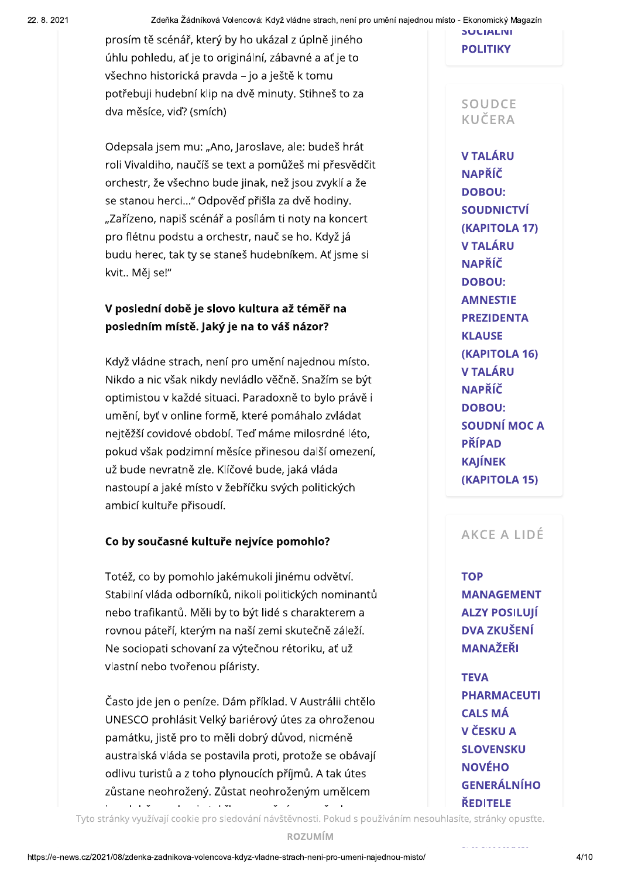prosím tě scénář, který by ho ukázal z úplně jiného úhlu pohledu, ať je to originální, zábavné a ať je to všechno historická pravda – jo a ještě k tomu potřebuji hudební klip na dvě minuty. Stihneš to za dva měsíce, viď? (smích)

Odepsala jsem mu: „Ano, Jaroslave, ale: budeš hrát roli Vivaldiho, naučíš se text a pomůžeš mi přesvědčit orchestr, že všechno bude jinak, než jsou zvyklí a že se stanou herci..." Odpověď přišla za dvě hodiny. „Zařízeno, napiš scénář a posílám ti noty na koncert pro flétnu podstu a orchestr, nauč se ho. Když já budu herec, tak ty se staneš hudebníkem. Ať jsme si kvit.. Měj se!"

**V poslední době je slovo kultura až téměř na posledním místě. Jaký je na to váš názor?**

Když vládne strach, není pro umění najednou místo. Nikdo a nic však nikdy nevládlo věčně. Snažím se být optimistou v každé situaci. Paradoxně to bylo právě i umění, byť v online formě, které pomáhalo zvládat nejtěžší covidové období. Teď máme milosrdné léto, pokud však podzimní měsíce přinesou další omezení, už bude nevratně zle. Klíčové bude, jaká vláda nastoupí a jaké místo v žebříčku svých politických ambicí kultuře přisoudí.

**Co by současné kultuře nejvíce pomohlo?**

Totéž, co by pomohlo jakémukoli jinému odvětví. Stabilní vláda odborníků, nikoli politických nominantů nebo trafikantů. Měli by to být lidé s charakterem a rovnou páteří, kterým na naší zemi skutečně záleží. Ne sociopati schovaní za výtečnou rétoriku, ať už vlastní nebo tvořenou piáristy.

Často jde jen o peníze. Dám příklad. V Austrálii chtělo UNESCO prohlásit Velký bariérový útes za ohroženou památku, jistě pro to měli dobrý důvod, nicméně australská vláda se postavila proti, protože se obávají odlivu turistů a z toho plynoucích příjmů. A tak útes zůstane neohrožený. Zůstat neohroženým umělcem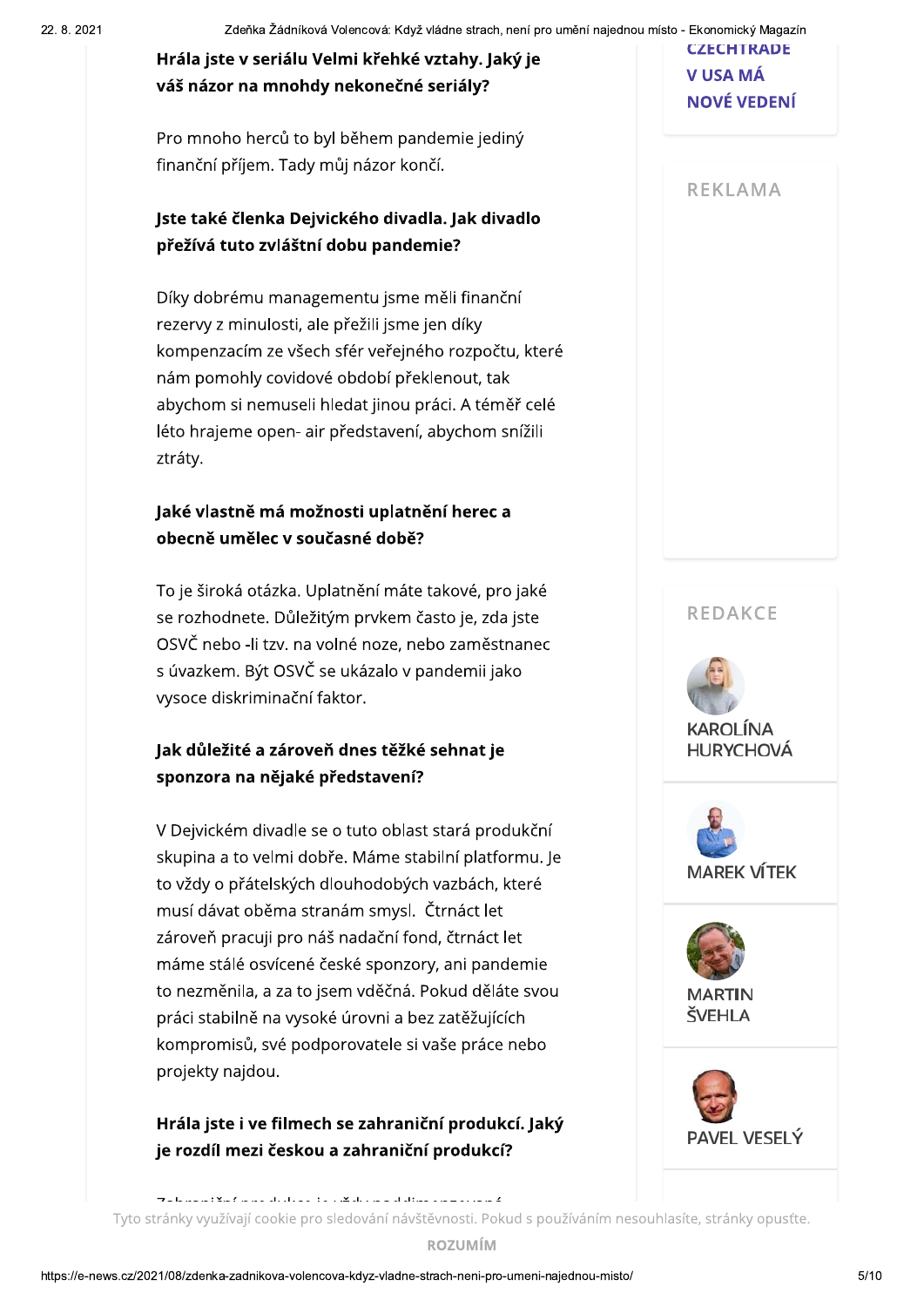**Hrála jste v seriálu Velmi křehké vztahy. Jaký je váš názor na mnohdy nekonečné seriály?**

Pro mnoho herců to byl během pandemie jediný finanční příjem. Tady můj názor končí.

**Jste také členka Dejvického divadla. Jak divadlo přežívá tuto zvláštní dobu pandemie?**

Díky dobrému managementu jsme měli finanční rezervy z minulosti, ale přežili jsme jen díky kompenzacím ze všech sfér veřejného rozpočtu, které nám pomohly covidové období překlenout, tak abychom si nemuseli hledat jinou práci. A téměř celé léto hrajeme open- air představení, abychom snížili ztráty.

**Jaké vlastně má možnosti uplatnění herec a obecně umělec v současné době?**

To je široká otázka. Uplatnění máte takové, pro jaké se rozhodnete. Důležitým prvkem často je, zda jste OSVČ nebo -li tzv. na volné noze, nebo zaměstnanec s úvazkem. Být OSVČ se ukázalo v pandemii jako vysoce diskriminační faktor.

**Jak důležité a zároveň dnes těžké sehnat je sponzora na nějaké představení?**

V Dejvickém divadle se o tuto oblast stará produkční skupina a to velmi dobře. Máme stabilní platformu. Je to vždy o přátelských dlouhodobých vazbách, které musí dávat oběma stranám smysl. Čtrnáct let zároveň pracuji pro náš nadační fond, čtrnáct let máme stálé osvícené české sponzory, ani pandemie to nezměnila, a za to jsem vděčná. Pokud děláte svou práci stabilně na vysoké úrovni a bez zatěžujících kompromisů, své podporovatele si vaše práce nebo projekty najdou.

**Hrála jste i ve filmech se zahraniční produkcí. Jaký je rozdíl mezi českou a zahraniční produkcí?**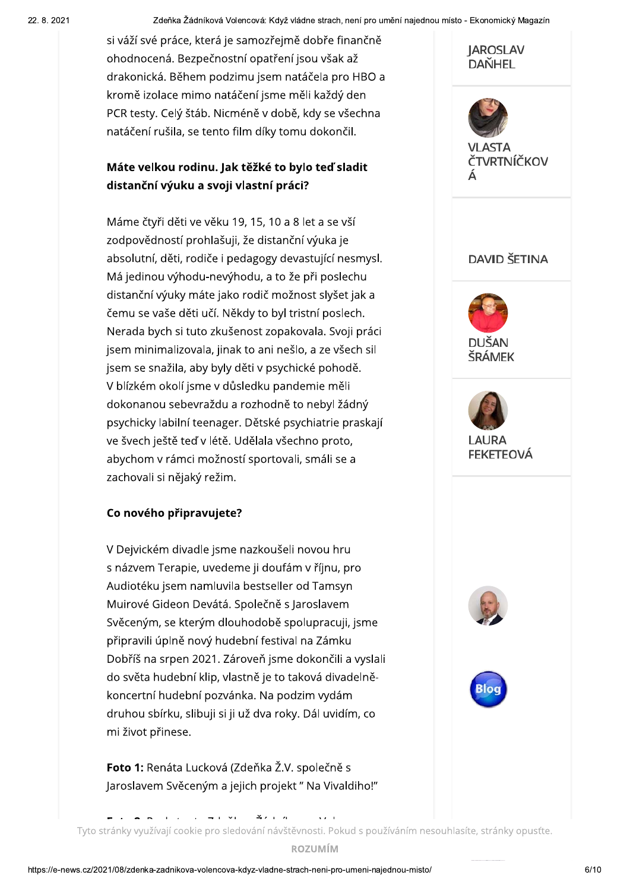si váží své práce, která je samozřejmě dobře finančně ohodnocená. Bezpečnostní opatření jsou však až drakonická. Během podzimu jsem natáčela pro HBO a kromě izolace mimo natáčení jsme měli každý den PCR testy. Celý štáb. Nicméně v době, kdy se všechna natáčení rušila, se tento film díky tomu dokončil.

**Máte velkou rodinu. Jak těžké to bylo teď sladit distanční výuku a svoji vlastní práci?**

Máme čtyři děti ve věku 19, 15, 10 a 8 let a se vší zodpovědností prohlašuji, že distanční výuka je absolutní, děti, rodiče i pedagogy devastující nesmysl. Má jedinou výhodu-nevýhodu, a to že při poslechu distanční výuky máte jako rodič možnost slyšet jak a čemu se vaše děti učí. Někdy to byl tristní poslech. Nerada bych si tuto zkušenost zopakovala. Svoji práci jsem minimalizovala, jinak to ani nešlo, a ze všech sil jsem se snažila, aby byly děti v psychické pohodě. V blízkém okolí jsme v důsledku pandemie měli dokonanou sebevraždu a rozhodně to nebyl žádný psychicky labilní teenager. Dětské psychiatrie praskají ve švech ještě teď v létě. Udělala všechno proto, abychom v rámci možností sportovali, smáli se a zachovali si nějaký režim.

**Co nového připravujete?**

V Dejvickém divadle jsme nazkoušeli novou hru s názvem Terapie, uvedeme ji doufám v říjnu, pro Audiotéku jsem namluvila bestseller od Tamsyn Muirové Gideon Devátá. Společně s Jaroslavem Svěceným, se kterým dlouhodobě spolupracuji, jsme připravili úplně nový hudební festival na Zámku Dobříš na srpen 2021. Zároveň jsme dokončili a vyslali do světa hudební klip, vlastně je to taková divadelně-koncertní hudební pozvánka. Na podzim vydám druhou sbírku, slibuji si ji už dva roky. Dál uvidím, co mi život přinese.

**Foto 1:** Renáta Lucková (Zdeňka Ž.V. společně s Jaroslavem Svěceným a jejich projekt " Na Vivaldiho!"

JAROSLAV DAŇHEL

VLASTA ČTVRTNÍČKOVÁ

DAVID ŠETINA

DUŠAN ŠRÁMEK

LAURA FEKETEOVÁ

Blog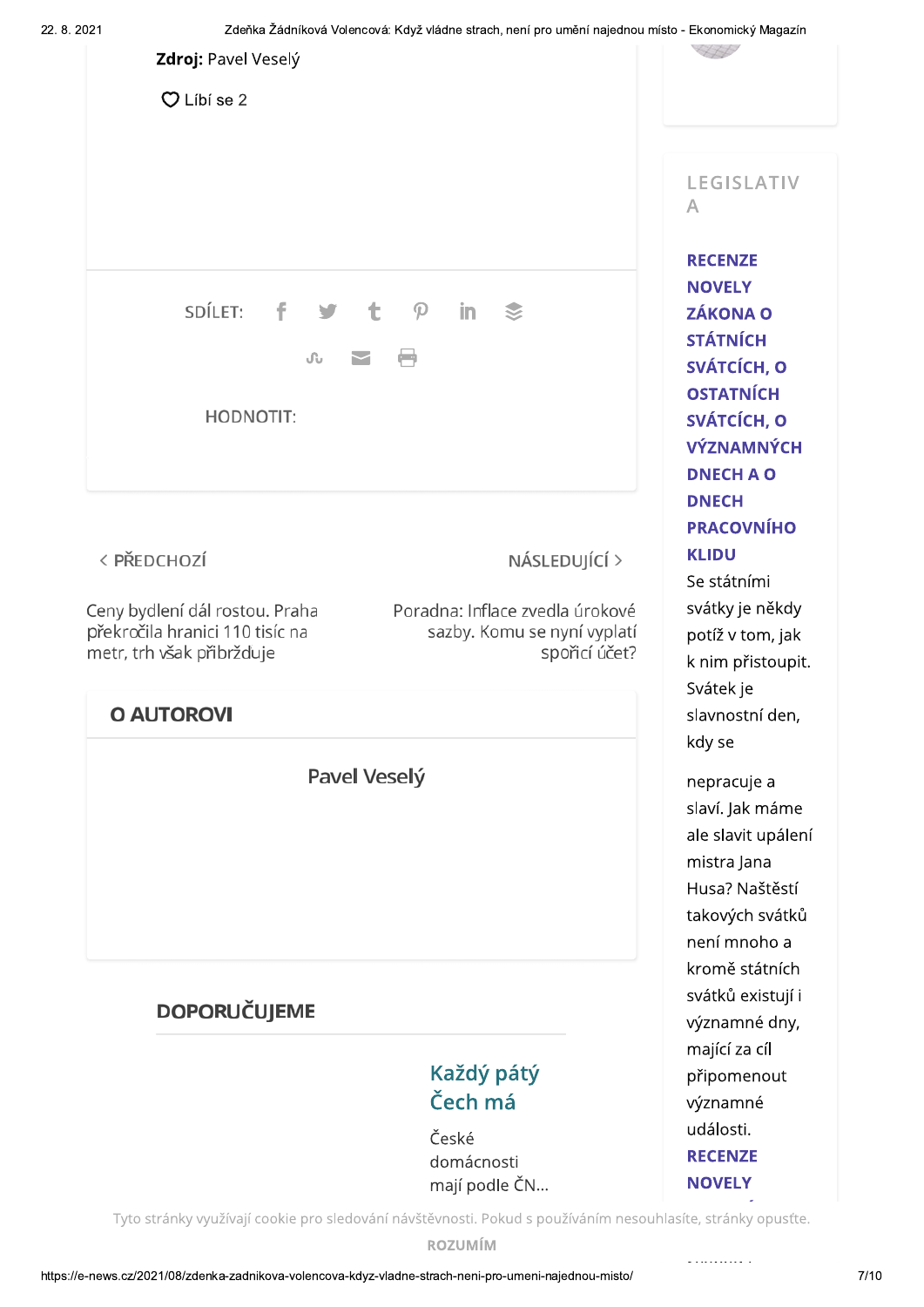**Zdroj:** Pavel Veselý

Líbí se 2

SDÍLET:

HODNOTIT:

< PŘEDCHOZÍ

Ceny bydlení dál rostou. Praha překročila hranici 110 tisíc na metr, trh však přibržďuje

NÁSLEDUJÍCÍ >

Poradna: Inflace zvedla úrokové sazby. Komu se nyní vyplatí spořicí účet?

## O AUTOROVI

Pavel Veselý

## DOPORUČUJEME

### Každý pátý Čech má

České domácnosti mají podle ČN...

LEGISLATIVA

**RECENZE NOVELY ZÁKONA O STÁTNÍCH SVÁTCÍCH, O OSTATNÍCH SVÁTCÍCH, O VÝZNAMNÝCH DNECH A O DNECH PRACOVNÍHO KLIDU**

Se státními svátky je někdy potíž v tom, jak k nim přistoupit. Svátek je slavnostní den, kdy se nepracuje a slaví. Jak máme ale slavit upálení mistra Jana Husa? Naštěstí takových svátků není mnoho a kromě státních svátků existují i významné dny, mající za cíl připomenout významné události.

**RECENZE NOVELY**

Tyto stránky využívají cookie pro sledování návštěvnosti. Pokud s používáním nesouhlasíte, stránky opusťte.

ROZUMÍM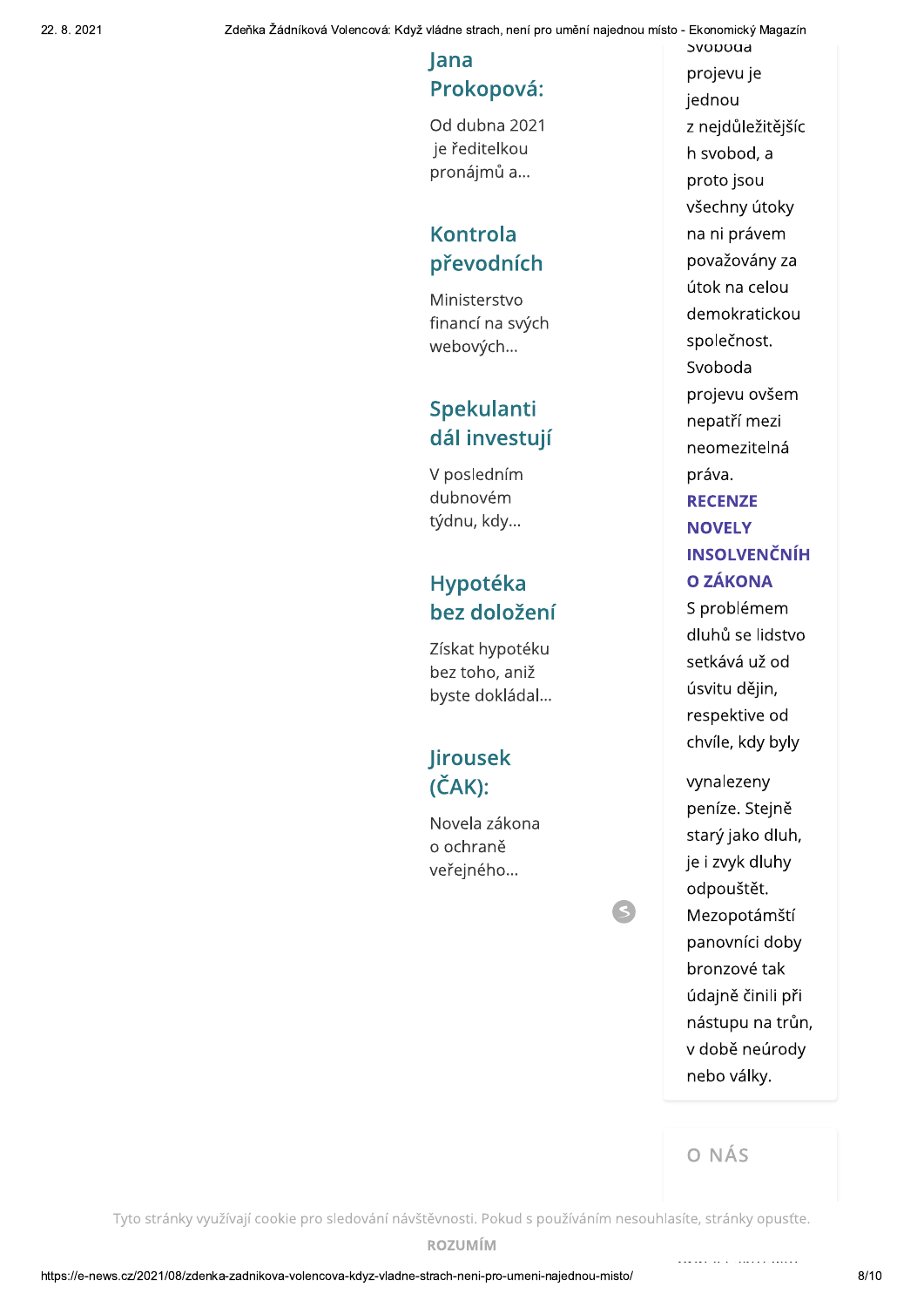### Jana Prokopová:

Od dubna 2021 je ředitelkou pronájmů a...

### Kontrola převodních

Ministerstvo financí na svých webových...

### Spekulanti dál investují

V posledním dubnovém týdnu, kdy...

### Hypotéka bez doložení

Získat hypotéku bez toho, aniž byste dokládal...

### Jirousek (ČAK):

Novela zákona o ochraně veřejného...

Svoboda projevu je jednou z nejdůležitějších svobod, a proto jsou všechny útoky na ni právem považovány za útok na celou demokratickou společnost. Svoboda projevu ovšem nepatří mezi neomezitelná práva.

**RECENZE NOVELY INSOLVENČNÍHO ZÁKONA**

S problémem dluhů se lidstvo setkává už od úsvitu dějin, respektive od chvíle, kdy byly vynalezeny peníze. Stejně starý jako dluh, je i zvyk dluhy odpouštět. Mezopotámští panovníci doby bronzové tak údajně činili při nástupu na trůn, v době neúrody nebo války.

O NÁS

Tyto stránky využívají cookie pro sledování návštěvnosti. Pokud s používáním nesouhlasíte, stránky opusťte.

ROZUMÍM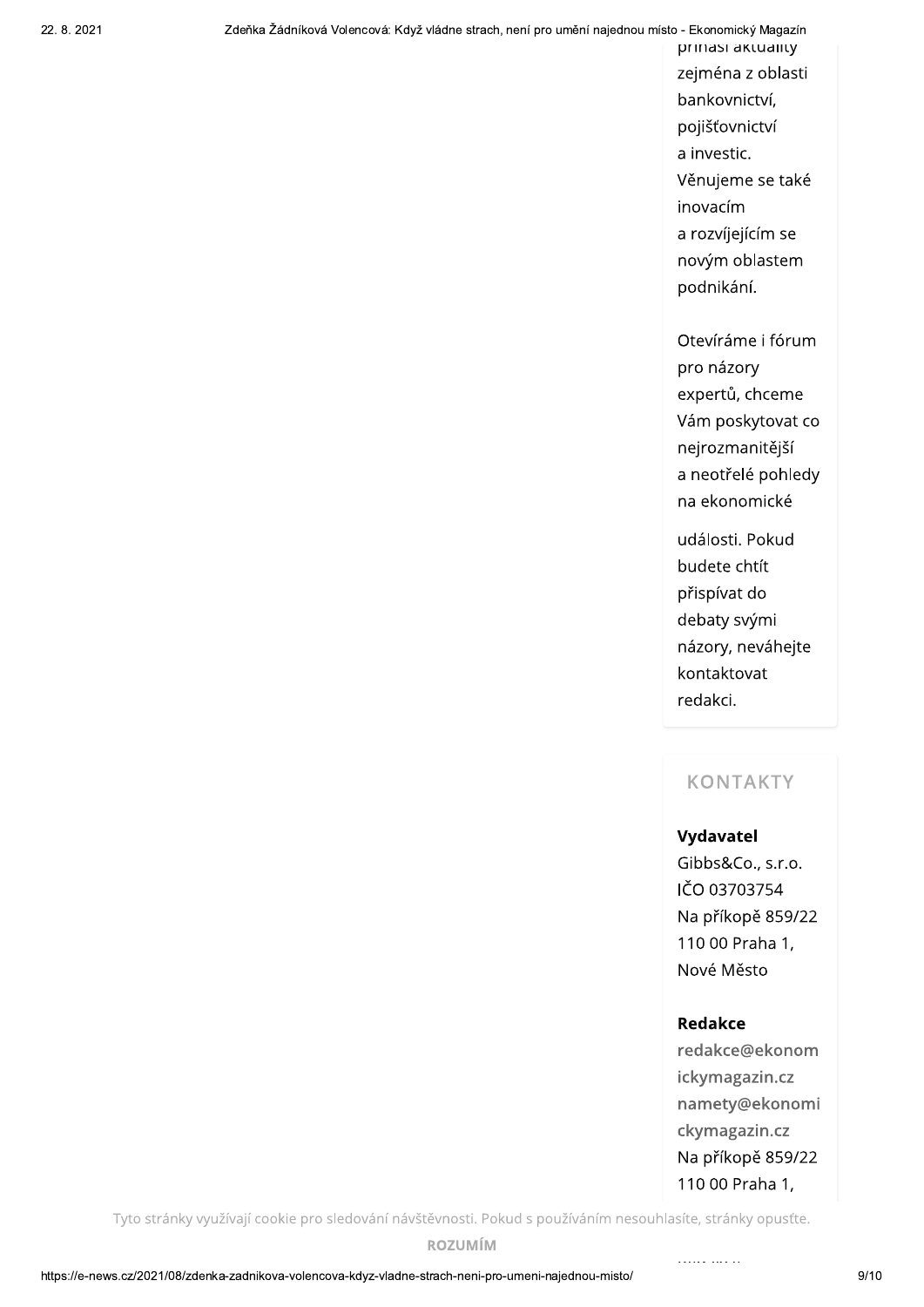přináší aktuality zejména z oblasti bankovnictví, pojišťovnictví a investic. Věnujeme se také inovacím a rozvíjejícím se novým oblastem podnikání.

Otevíráme i fórum pro názory expertů, chceme Vám poskytovat co nejrozmanitější a neotřelé pohledy na ekonomické události. Pokud budete chtít přispívat do debaty svými názory, neváhejte kontaktovat redakci.

## KONTAKTY

**Vydavatel**
Gibbs&Co., s.r.o.
IČO 03703754
Na příkopě 859/22
110 00 Praha 1,
Nové Město

**Redakce**
redakce@ekonomickymagazin.cz
namety@ekonomickymagazin.cz
Na příkopě 859/22
110 00 Praha 1,

Tyto stránky využívají cookie pro sledování návštěvnosti. Pokud s používáním nesouhlasíte, stránky opusťte.

ROZUMÍM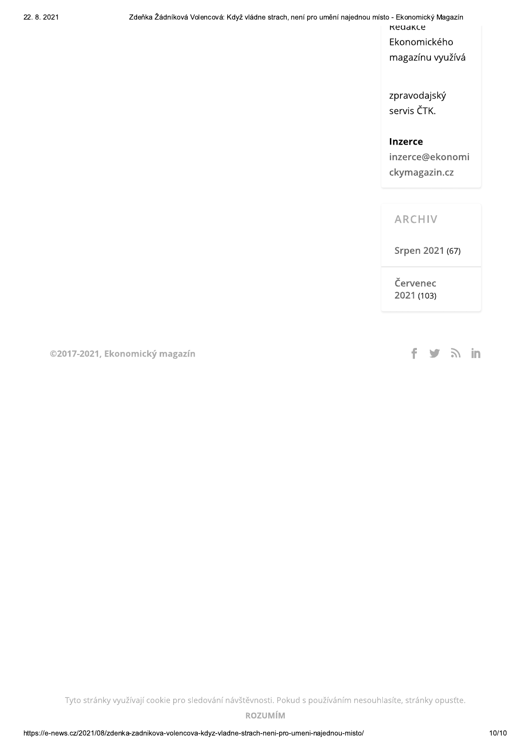Redakce Ekonomického magazínu využívá

zpravodajský servis ČTK.

**Inzerce**
inzerce@ekonomickymagazin.cz

ARCHIV

Srpen 2021 (67)

Červenec 2021 (103)

©2017-2021, Ekonomický magazín

Tyto stránky využívají cookie pro sledování návštěvnosti. Pokud s používáním nesouhlasíte, stránky opusťte.

ROZUMÍM